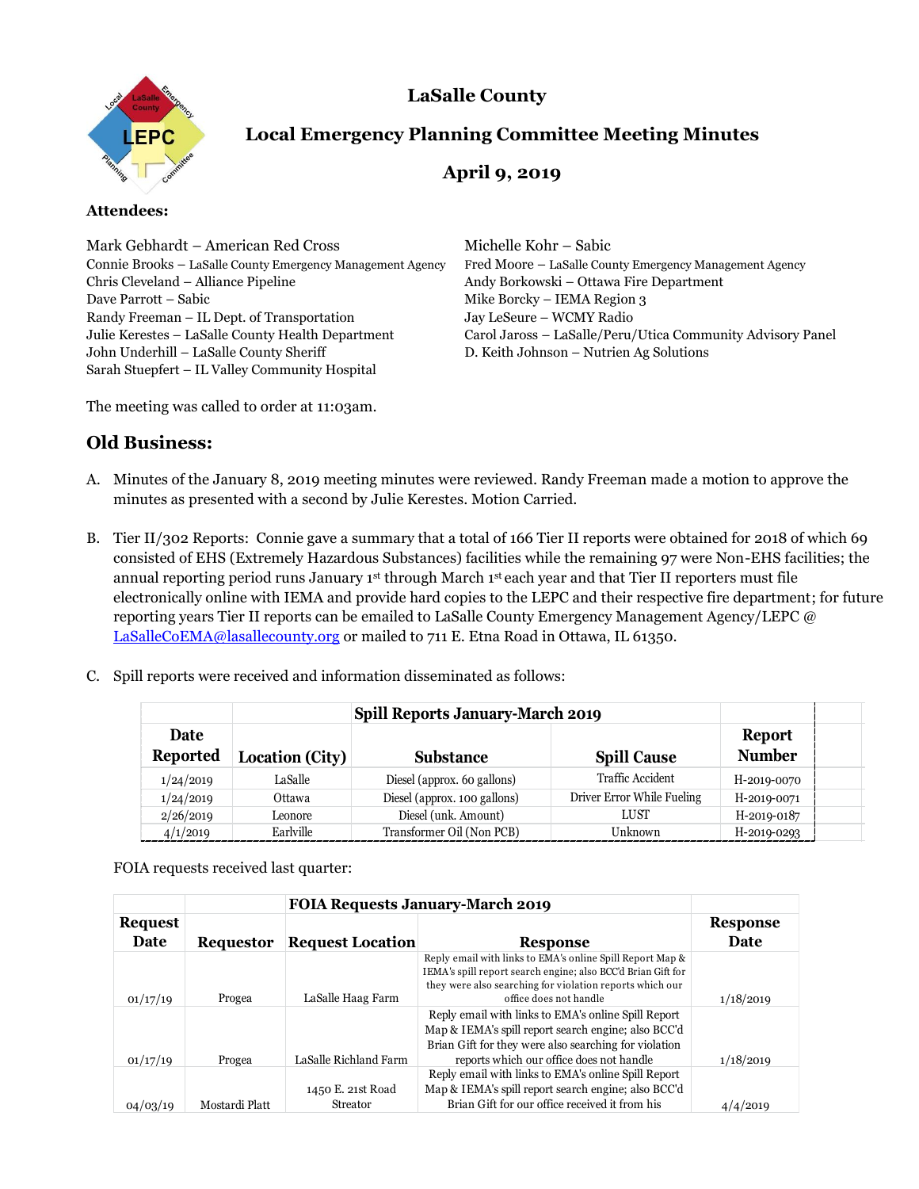# LaSalle County

## Local Emergency Planning Committee Meeting Minutes

## April 9, 2019

**Attendees:**

Mark Gebhardt – American Red Cross
Connie Brooks – LaSalle County Emergency Management Agency
Chris Cleveland – Alliance Pipeline
Dave Parrott – Sabic
Randy Freeman – IL Dept. of Transportation
Julie Kerestes – LaSalle County Health Department
John Underhill – LaSalle County Sheriff
Sarah Stuepfert – IL Valley Community Hospital
Michelle Kohr – Sabic
Fred Moore – LaSalle County Emergency Management Agency
Andy Borkowski – Ottawa Fire Department
Mike Borcky – IEMA Region 3
Jay LeSeure – WCMY Radio
Carol Jaross – LaSalle/Peru/Utica Community Advisory Panel
D. Keith Johnson – Nutrien Ag Solutions

The meeting was called to order at 11:03am.

## Old Business:

A. Minutes of the January 8, 2019 meeting minutes were reviewed. Randy Freeman made a motion to approve the minutes as presented with a second by Julie Kerestes. Motion Carried.

B. Tier II/302 Reports: Connie gave a summary that a total of 166 Tier II reports were obtained for 2018 of which 69 consisted of EHS (Extremely Hazardous Substances) facilities while the remaining 97 were Non-EHS facilities; the annual reporting period runs January 1st through March 1st each year and that Tier II reporters must file electronically online with IEMA and provide hard copies to the LEPC and their respective fire department; for future reporting years Tier II reports can be emailed to LaSalle County Emergency Management Agency/LEPC @ LaSalleCoEMA@lasallecounty.org or mailed to 711 E. Etna Road in Ottawa, IL 61350.

C. Spill reports were received and information disseminated as follows:

| | | Spill Reports January-March 2019 | | |
|---|---|---|---|---|
| Date Reported | Location (City) | Substance | Spill Cause | Report Number |
| 1/24/2019 | LaSalle | Diesel (approx. 60 gallons) | Traffic Accident | H-2019-0070 |
| 1/24/2019 | Ottawa | Diesel (approx. 100 gallons) | Driver Error While Fueling | H-2019-0071 |
| 2/26/2019 | Leonore | Diesel (unk. Amount) | LUST | H-2019-0187 |
| 4/1/2019 | Earlville | Transformer Oil (Non PCB) | Unknown | H-2019-0293 |

FOIA requests received last quarter:

| | | FOIA Requests January-March 2019 | | |
|---|---|---|---|---|
| Request Date | Requestor | Request Location | Response | Response Date |
| 01/17/19 | Progea | LaSalle Haag Farm | Reply email with links to EMA's online Spill Report Map & IEMA's spill report search engine; also BCC'd Brian Gift for they were also searching for violation reports which our office does not handle | 1/18/2019 |
| 01/17/19 | Progea | LaSalle Richland Farm | Reply email with links to EMA's online Spill Report Map & IEMA's spill report search engine; also BCC'd Brian Gift for they were also searching for violation reports which our office does not handle | 1/18/2019 |
| 04/03/19 | Mostardi Platt | 1450 E. 21st Road Streator | Reply email with links to EMA's online Spill Report Map & IEMA's spill report search engine; also BCC'd Brian Gift for our office received it from his | 4/4/2019 |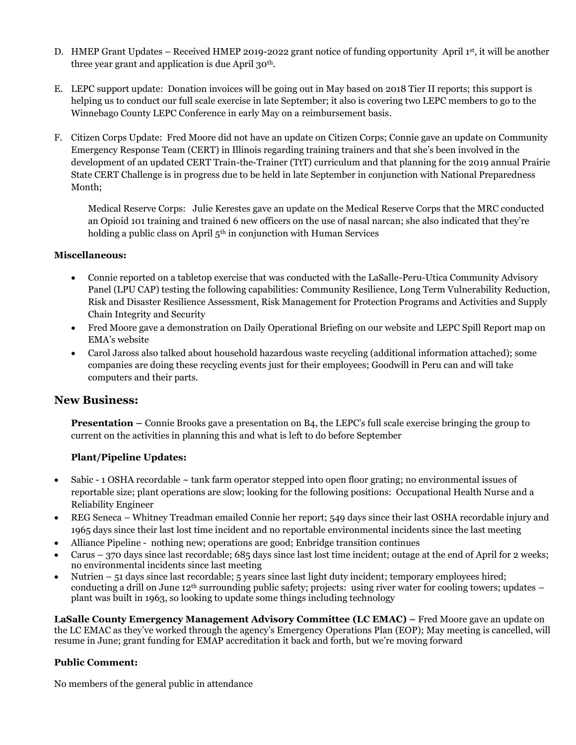D. HMEP Grant Updates – Received HMEP 2019-2022 grant notice of funding opportunity April 1st, it will be another three year grant and application is due April 30th.

E. LEPC support update: Donation invoices will be going out in May based on 2018 Tier II reports; this support is helping us to conduct our full scale exercise in late September; it also is covering two LEPC members to go to the Winnebago County LEPC Conference in early May on a reimbursement basis.

F. Citizen Corps Update: Fred Moore did not have an update on Citizen Corps; Connie gave an update on Community Emergency Response Team (CERT) in Illinois regarding training trainers and that she's been involved in the development of an updated CERT Train-the-Trainer (TtT) curriculum and that planning for the 2019 annual Prairie State CERT Challenge is in progress due to be held in late September in conjunction with National Preparedness Month;

   Medical Reserve Corps: Julie Kerestes gave an update on the Medical Reserve Corps that the MRC conducted an Opioid 101 training and trained 6 new officers on the use of nasal narcan; she also indicated that they're holding a public class on April 5th in conjunction with Human Services

**Miscellaneous:**

- Connie reported on a tabletop exercise that was conducted with the LaSalle-Peru-Utica Community Advisory Panel (LPU CAP) testing the following capabilities: Community Resilience, Long Term Vulnerability Reduction, Risk and Disaster Resilience Assessment, Risk Management for Protection Programs and Activities and Supply Chain Integrity and Security
- Fred Moore gave a demonstration on Daily Operational Briefing on our website and LEPC Spill Report map on EMA's website
- Carol Jaross also talked about household hazardous waste recycling (additional information attached); some companies are doing these recycling events just for their employees; Goodwill in Peru can and will take computers and their parts.

## New Business:

**Presentation –** Connie Brooks gave a presentation on B4, the LEPC's full scale exercise bringing the group to current on the activities in planning this and what is left to do before September

**Plant/Pipeline Updates:**

- Sabic - 1 OSHA recordable ~ tank farm operator stepped into open floor grating; no environmental issues of reportable size; plant operations are slow; looking for the following positions: Occupational Health Nurse and a Reliability Engineer
- REG Seneca – Whitney Treadman emailed Connie her report; 549 days since their last OSHA recordable injury and 1965 days since their last lost time incident and no reportable environmental incidents since the last meeting
- Alliance Pipeline - nothing new; operations are good; Enbridge transition continues
- Carus – 370 days since last recordable; 685 days since last lost time incident; outage at the end of April for 2 weeks; no environmental incidents since last meeting
- Nutrien – 51 days since last recordable; 5 years since last light duty incident; temporary employees hired; conducting a drill on June 12th surrounding public safety; projects: using river water for cooling towers; updates – plant was built in 1963, so looking to update some things including technology

**LaSalle County Emergency Management Advisory Committee (LC EMAC) –** Fred Moore gave an update on the LC EMAC as they've worked through the agency's Emergency Operations Plan (EOP); May meeting is cancelled, will resume in June; grant funding for EMAP accreditation it back and forth, but we're moving forward

**Public Comment:**

No members of the general public in attendance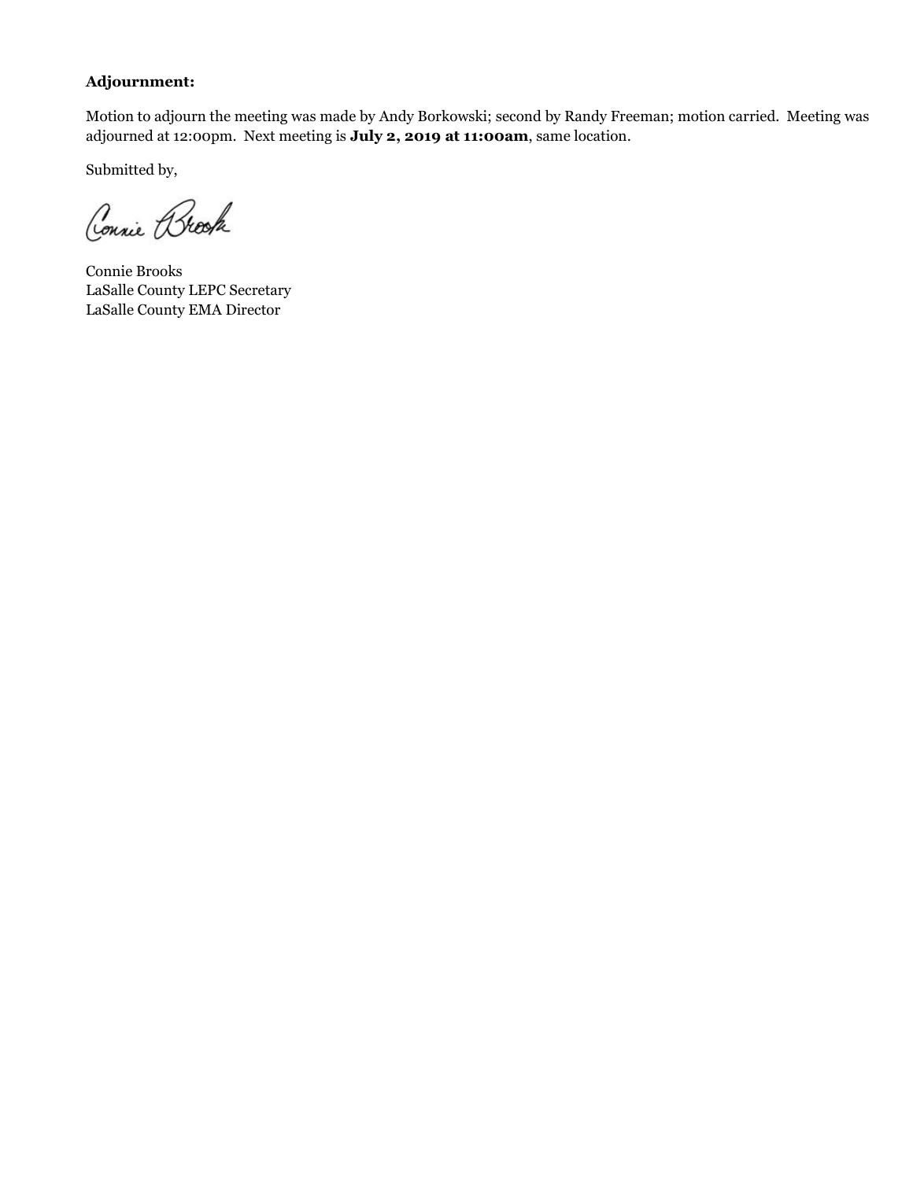**Adjournment:**

Motion to adjourn the meeting was made by Andy Borkowski; second by Randy Freeman; motion carried. Meeting was adjourned at 12:00pm. Next meeting is **July 2, 2019 at 11:00am**, same location.

Submitted by,

Connie Brooks

Connie Brooks
LaSalle County LEPC Secretary
LaSalle County EMA Director